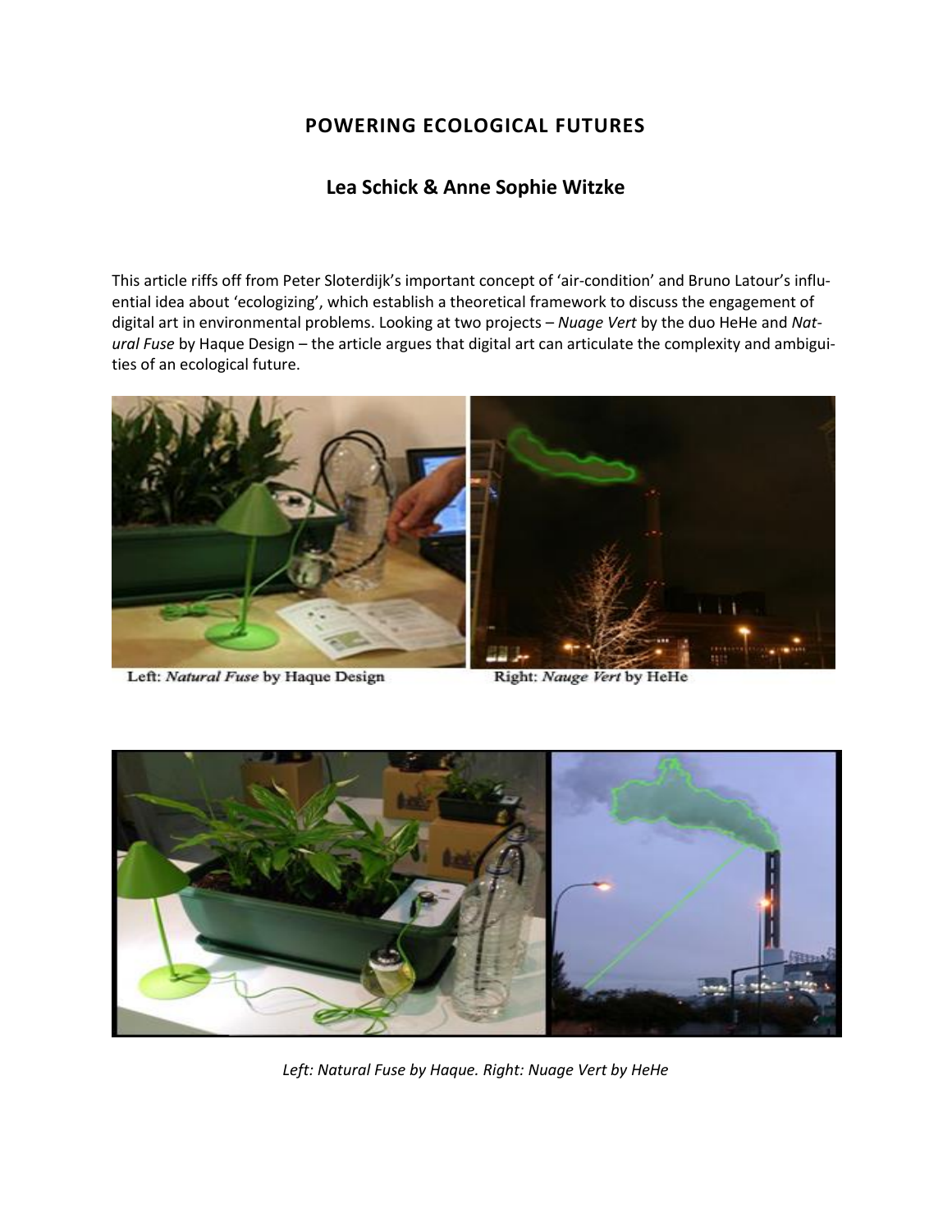# POWERING ECOLOGICAL FUTURES

## Lea Schick & Anne Sophie Witzke

This article riffs off from Peter Sloterdijk's important concept of 'air-condition' and Bruno Latour's influential idea about 'ecologizing', which establish a theoretical framework to discuss the engagement of digital art in environmental problems. Looking at two projects – *Nuage Vert* by the duo HeHe and *Natural Fuse* by Haque Design – the article argues that digital art can articulate the complexity and ambiguities of an ecological future.

Left: *Natural Fuse* by Haque Design Right: *Nauge Vert* by HeHe

*Left: Natural Fuse by Haque. Right: Nuage Vert by HeHe*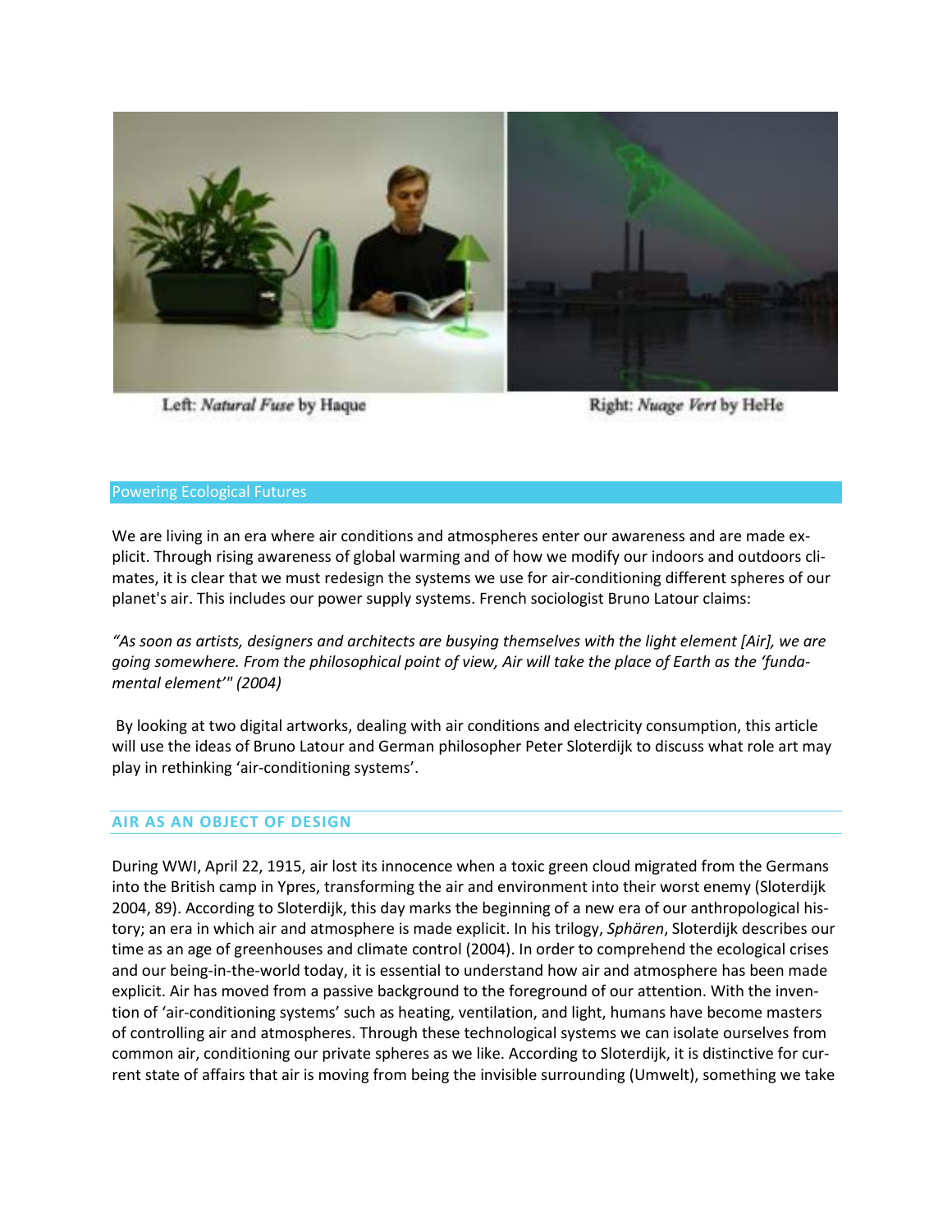Left: *Natural Fuse* by Haque

Right: *Nuage Vert* by HeHe

## Powering Ecological Futures

We are living in an era where air conditions and atmospheres enter our awareness and are made explicit. Through rising awareness of global warming and of how we modify our indoors and outdoors climates, it is clear that we must redesign the systems we use for air-conditioning different spheres of our planet's air. This includes our power supply systems. French sociologist Bruno Latour claims:

*"As soon as artists, designers and architects are busying themselves with the light element [Air], we are going somewhere. From the philosophical point of view, Air will take the place of Earth as the 'fundamental element'" (2004)*

By looking at two digital artworks, dealing with air conditions and electricity consumption, this article will use the ideas of Bruno Latour and German philosopher Peter Sloterdijk to discuss what role art may play in rethinking 'air-conditioning systems'.

### AIR AS AN OBJECT OF DESIGN

During WWI, April 22, 1915, air lost its innocence when a toxic green cloud migrated from the Germans into the British camp in Ypres, transforming the air and environment into their worst enemy (Sloterdijk 2004, 89). According to Sloterdijk, this day marks the beginning of a new era of our anthropological history; an era in which air and atmosphere is made explicit. In his trilogy, *Sphären*, Sloterdijk describes our time as an age of greenhouses and climate control (2004). In order to comprehend the ecological crises and our being-in-the-world today, it is essential to understand how air and atmosphere has been made explicit. Air has moved from a passive background to the foreground of our attention. With the invention of 'air-conditioning systems' such as heating, ventilation, and light, humans have become masters of controlling air and atmospheres. Through these technological systems we can isolate ourselves from common air, conditioning our private spheres as we like. According to Sloterdijk, it is distinctive for current state of affairs that air is moving from being the invisible surrounding (Umwelt), something we take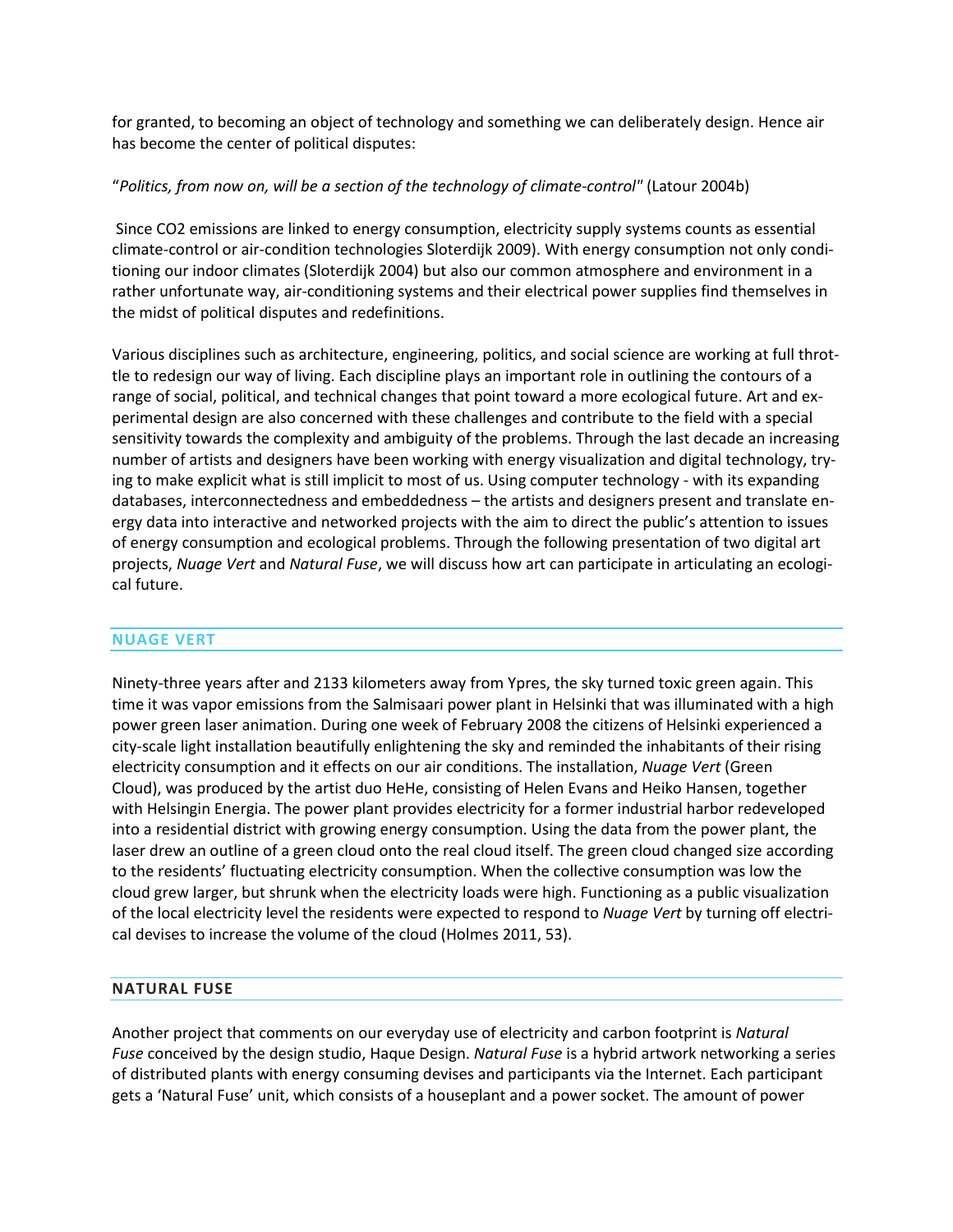for granted, to becoming an object of technology and something we can deliberately design. Hence air has become the center of political disputes:

"*Politics, from now on, will be a section of the technology of climate-control"* (Latour 2004b)

Since CO2 emissions are linked to energy consumption, electricity supply systems counts as essential climate-control or air-condition technologies Sloterdijk 2009). With energy consumption not only conditioning our indoor climates (Sloterdijk 2004) but also our common atmosphere and environment in a rather unfortunate way, air-conditioning systems and their electrical power supplies find themselves in the midst of political disputes and redefinitions.

Various disciplines such as architecture, engineering, politics, and social science are working at full throttle to redesign our way of living. Each discipline plays an important role in outlining the contours of a range of social, political, and technical changes that point toward a more ecological future. Art and experimental design are also concerned with these challenges and contribute to the field with a special sensitivity towards the complexity and ambiguity of the problems. Through the last decade an increasing number of artists and designers have been working with energy visualization and digital technology, trying to make explicit what is still implicit to most of us. Using computer technology - with its expanding databases, interconnectedness and embeddedness – the artists and designers present and translate energy data into interactive and networked projects with the aim to direct the public's attention to issues of energy consumption and ecological problems. Through the following presentation of two digital art projects, *Nuage Vert* and *Natural Fuse*, we will discuss how art can participate in articulating an ecological future.

## NUAGE VERT

Ninety-three years after and 2133 kilometers away from Ypres, the sky turned toxic green again. This time it was vapor emissions from the Salmisaari power plant in Helsinki that was illuminated with a high power green laser animation. During one week of February 2008 the citizens of Helsinki experienced a city-scale light installation beautifully enlightening the sky and reminded the inhabitants of their rising electricity consumption and it effects on our air conditions. The installation, *Nuage Vert* (Green Cloud), was produced by the artist duo HeHe, consisting of Helen Evans and Heiko Hansen, together with Helsingin Energia. The power plant provides electricity for a former industrial harbor redeveloped into a residential district with growing energy consumption. Using the data from the power plant, the laser drew an outline of a green cloud onto the real cloud itself. The green cloud changed size according to the residents' fluctuating electricity consumption. When the collective consumption was low the cloud grew larger, but shrunk when the electricity loads were high. Functioning as a public visualization of the local electricity level the residents were expected to respond to *Nuage Vert* by turning off electrical devises to increase the volume of the cloud (Holmes 2011, 53).

## NATURAL FUSE

Another project that comments on our everyday use of electricity and carbon footprint is *Natural Fuse* conceived by the design studio, Haque Design. *Natural Fuse* is a hybrid artwork networking a series of distributed plants with energy consuming devises and participants via the Internet. Each participant gets a 'Natural Fuse' unit, which consists of a houseplant and a power socket. The amount of power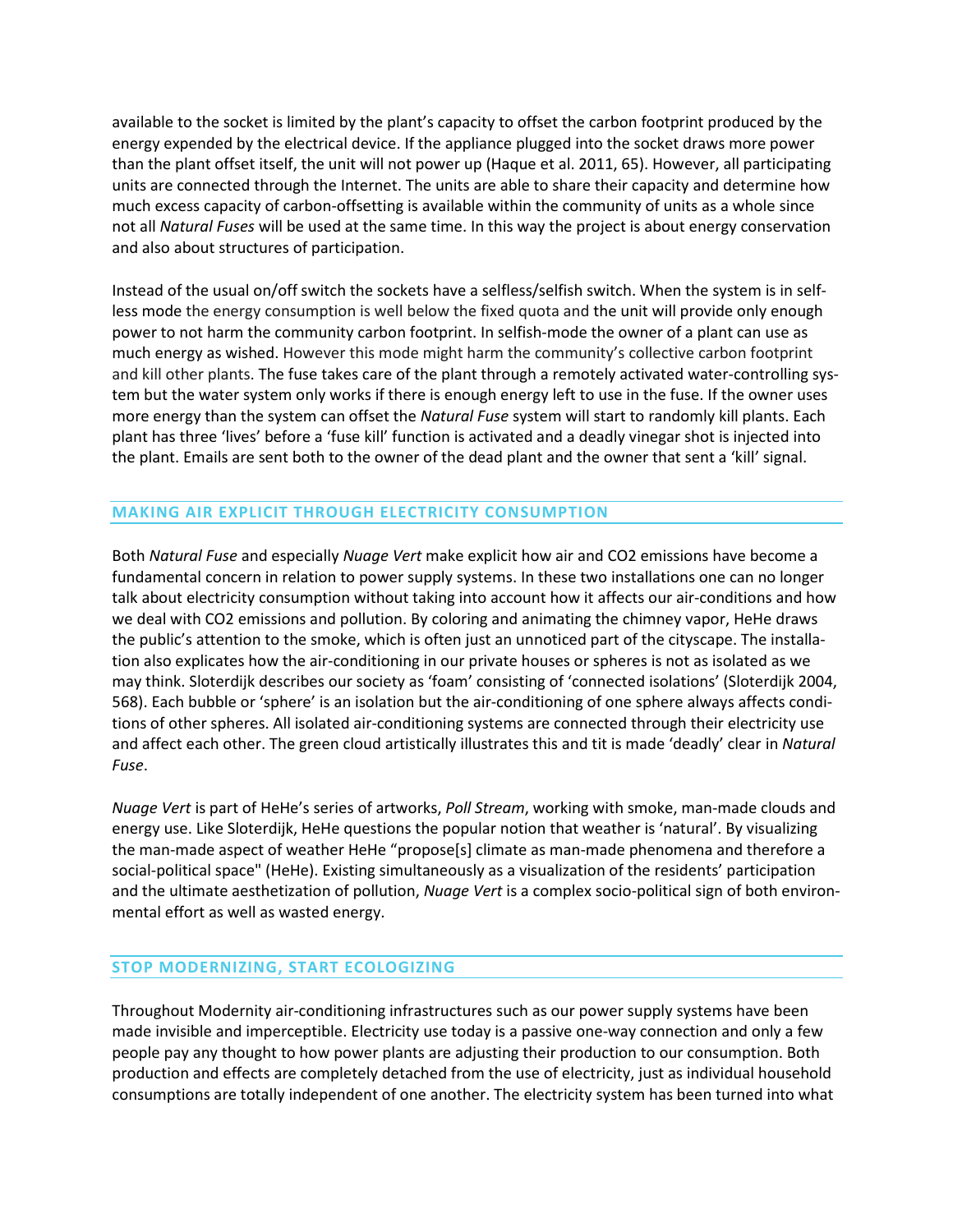available to the socket is limited by the plant's capacity to offset the carbon footprint produced by the energy expended by the electrical device. If the appliance plugged into the socket draws more power than the plant offset itself, the unit will not power up (Haque et al. 2011, 65). However, all participating units are connected through the Internet. The units are able to share their capacity and determine how much excess capacity of carbon-offsetting is available within the community of units as a whole since not all *Natural Fuses* will be used at the same time. In this way the project is about energy conservation and also about structures of participation.

Instead of the usual on/off switch the sockets have a selfless/selfish switch. When the system is in selfless mode the energy consumption is well below the fixed quota and the unit will provide only enough power to not harm the community carbon footprint. In selfish-mode the owner of a plant can use as much energy as wished. However this mode might harm the community's collective carbon footprint and kill other plants. The fuse takes care of the plant through a remotely activated water-controlling system but the water system only works if there is enough energy left to use in the fuse. If the owner uses more energy than the system can offset the *Natural Fuse* system will start to randomly kill plants. Each plant has three 'lives' before a 'fuse kill' function is activated and a deadly vinegar shot is injected into the plant. Emails are sent both to the owner of the dead plant and the owner that sent a 'kill' signal.

## MAKING AIR EXPLICIT THROUGH ELECTRICITY CONSUMPTION

Both *Natural Fuse* and especially *Nuage Vert* make explicit how air and CO2 emissions have become a fundamental concern in relation to power supply systems. In these two installations one can no longer talk about electricity consumption without taking into account how it affects our air-conditions and how we deal with CO2 emissions and pollution. By coloring and animating the chimney vapor, HeHe draws the public's attention to the smoke, which is often just an unnoticed part of the cityscape. The installation also explicates how the air-conditioning in our private houses or spheres is not as isolated as we may think. Sloterdijk describes our society as 'foam' consisting of 'connected isolations' (Sloterdijk 2004, 568). Each bubble or 'sphere' is an isolation but the air-conditioning of one sphere always affects conditions of other spheres. All isolated air-conditioning systems are connected through their electricity use and affect each other. The green cloud artistically illustrates this and tit is made 'deadly' clear in *Natural Fuse*.

*Nuage Vert* is part of HeHe's series of artworks, *Poll Stream*, working with smoke, man-made clouds and energy use. Like Sloterdijk, HeHe questions the popular notion that weather is 'natural'. By visualizing the man-made aspect of weather HeHe "propose[s] climate as man-made phenomena and therefore a social-political space" (HeHe). Existing simultaneously as a visualization of the residents' participation and the ultimate aesthetization of pollution, *Nuage Vert* is a complex socio-political sign of both environmental effort as well as wasted energy.

## STOP MODERNIZING, START ECOLOGIZING

Throughout Modernity air-conditioning infrastructures such as our power supply systems have been made invisible and imperceptible. Electricity use today is a passive one-way connection and only a few people pay any thought to how power plants are adjusting their production to our consumption. Both production and effects are completely detached from the use of electricity, just as individual household consumptions are totally independent of one another. The electricity system has been turned into what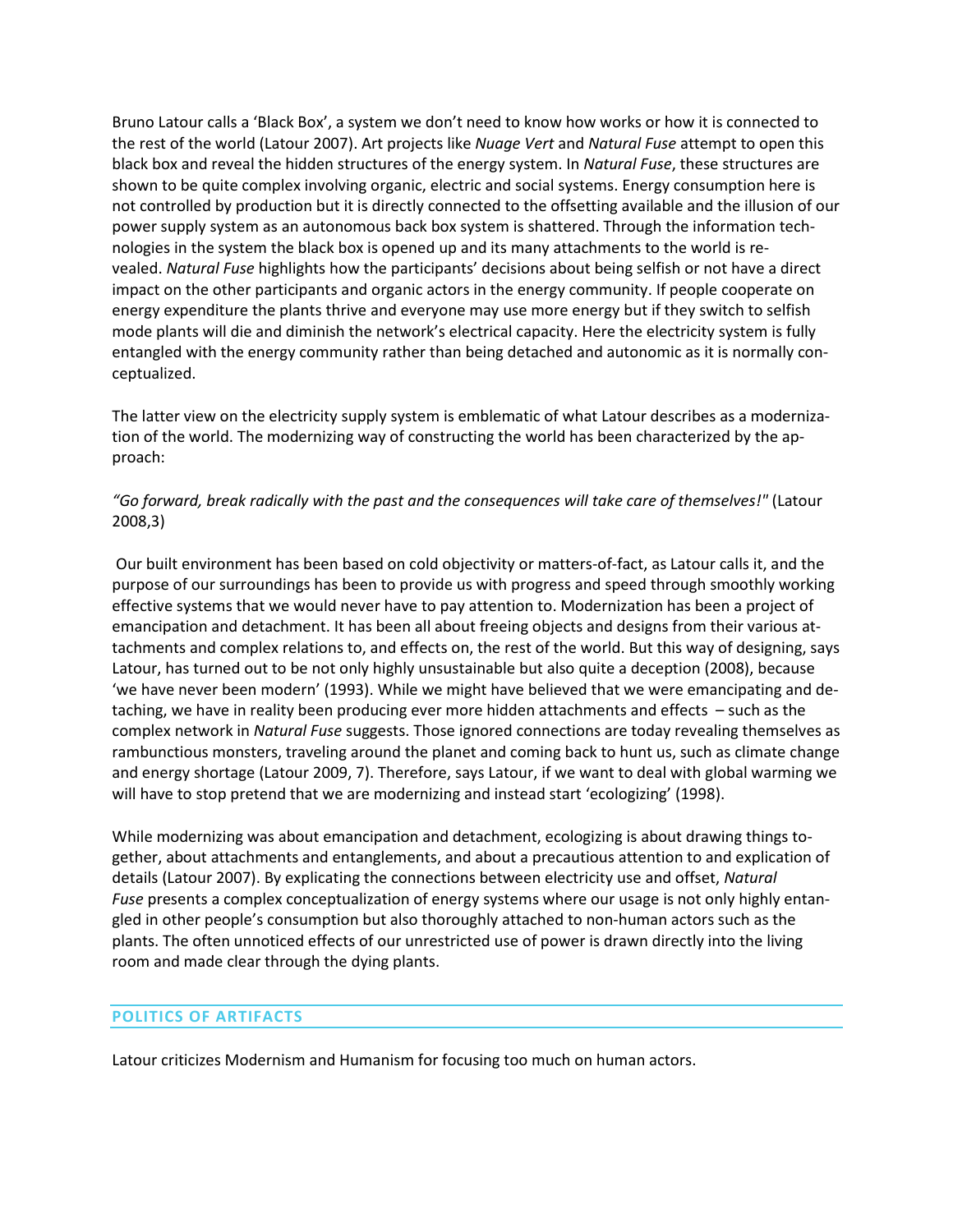Bruno Latour calls a 'Black Box', a system we don't need to know how works or how it is connected to the rest of the world (Latour 2007). Art projects like *Nuage Vert* and *Natural Fuse* attempt to open this black box and reveal the hidden structures of the energy system. In *Natural Fuse*, these structures are shown to be quite complex involving organic, electric and social systems. Energy consumption here is not controlled by production but it is directly connected to the offsetting available and the illusion of our power supply system as an autonomous back box system is shattered. Through the information technologies in the system the black box is opened up and its many attachments to the world is revealed. *Natural Fuse* highlights how the participants' decisions about being selfish or not have a direct impact on the other participants and organic actors in the energy community. If people cooperate on energy expenditure the plants thrive and everyone may use more energy but if they switch to selfish mode plants will die and diminish the network's electrical capacity. Here the electricity system is fully entangled with the energy community rather than being detached and autonomic as it is normally conceptualized.

The latter view on the electricity supply system is emblematic of what Latour describes as a modernization of the world. The modernizing way of constructing the world has been characterized by the approach:

*"Go forward, break radically with the past and the consequences will take care of themselves!"* (Latour 2008,3)

Our built environment has been based on cold objectivity or matters-of-fact, as Latour calls it, and the purpose of our surroundings has been to provide us with progress and speed through smoothly working effective systems that we would never have to pay attention to. Modernization has been a project of emancipation and detachment. It has been all about freeing objects and designs from their various attachments and complex relations to, and effects on, the rest of the world. But this way of designing, says Latour, has turned out to be not only highly unsustainable but also quite a deception (2008), because 'we have never been modern' (1993). While we might have believed that we were emancipating and detaching, we have in reality been producing ever more hidden attachments and effects – such as the complex network in *Natural Fuse* suggests. Those ignored connections are today revealing themselves as rambunctious monsters, traveling around the planet and coming back to hunt us, such as climate change and energy shortage (Latour 2009, 7). Therefore, says Latour, if we want to deal with global warming we will have to stop pretend that we are modernizing and instead start 'ecologizing' (1998).

While modernizing was about emancipation and detachment, ecologizing is about drawing things together, about attachments and entanglements, and about a precautious attention to and explication of details (Latour 2007). By explicating the connections between electricity use and offset, *Natural Fuse* presents a complex conceptualization of energy systems where our usage is not only highly entangled in other people's consumption but also thoroughly attached to non-human actors such as the plants. The often unnoticed effects of our unrestricted use of power is drawn directly into the living room and made clear through the dying plants.

## POLITICS OF ARTIFACTS

Latour criticizes Modernism and Humanism for focusing too much on human actors.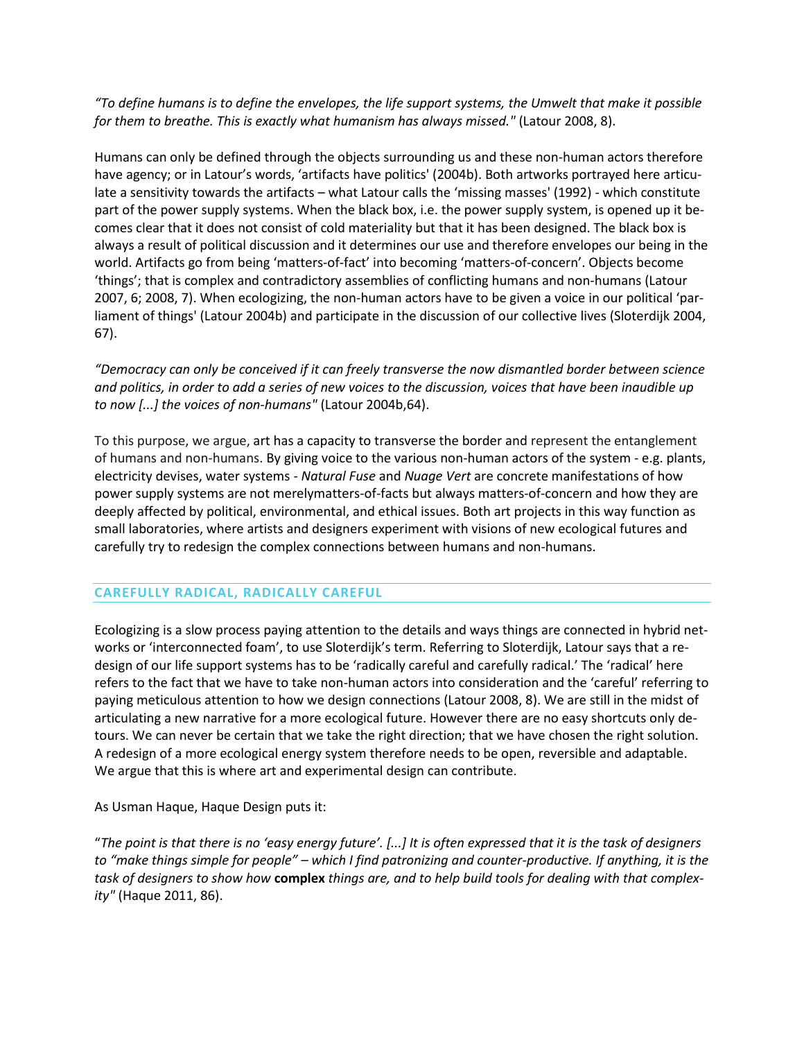*"To define humans is to define the envelopes, the life support systems, the Umwelt that make it possible for them to breathe. This is exactly what humanism has always missed."* (Latour 2008, 8).

Humans can only be defined through the objects surrounding us and these non-human actors therefore have agency; or in Latour's words, 'artifacts have politics' (2004b). Both artworks portrayed here articulate a sensitivity towards the artifacts – what Latour calls the 'missing masses' (1992) - which constitute part of the power supply systems. When the black box, i.e. the power supply system, is opened up it becomes clear that it does not consist of cold materiality but that it has been designed. The black box is always a result of political discussion and it determines our use and therefore envelopes our being in the world. Artifacts go from being 'matters-of-fact' into becoming 'matters-of-concern'. Objects become 'things'; that is complex and contradictory assemblies of conflicting humans and non-humans (Latour 2007, 6; 2008, 7). When ecologizing, the non-human actors have to be given a voice in our political 'parliament of things' (Latour 2004b) and participate in the discussion of our collective lives (Sloterdijk 2004, 67).

*"Democracy can only be conceived if it can freely transverse the now dismantled border between science and politics, in order to add a series of new voices to the discussion, voices that have been inaudible up to now [...] the voices of non-humans"* (Latour 2004b,64).

To this purpose, we argue, art has a capacity to transverse the border and represent the entanglement of humans and non-humans. By giving voice to the various non-human actors of the system - e.g. plants, electricity devises, water systems - *Natural Fuse* and *Nuage Vert* are concrete manifestations of how power supply systems are not merelymatters-of-facts but always matters-of-concern and how they are deeply affected by political, environmental, and ethical issues. Both art projects in this way function as small laboratories, where artists and designers experiment with visions of new ecological futures and carefully try to redesign the complex connections between humans and non-humans.

## CAREFULLY RADICAL, RADICALLY CAREFUL

Ecologizing is a slow process paying attention to the details and ways things are connected in hybrid networks or 'interconnected foam', to use Sloterdijk's term. Referring to Sloterdijk, Latour says that a redesign of our life support systems has to be 'radically careful and carefully radical.' The 'radical' here refers to the fact that we have to take non-human actors into consideration and the 'careful' referring to paying meticulous attention to how we design connections (Latour 2008, 8). We are still in the midst of articulating a new narrative for a more ecological future. However there are no easy shortcuts only detours. We can never be certain that we take the right direction; that we have chosen the right solution. A redesign of a more ecological energy system therefore needs to be open, reversible and adaptable. We argue that this is where art and experimental design can contribute.

As Usman Haque, Haque Design puts it:

"*The point is that there is no 'easy energy future'. [...] It is often expressed that it is the task of designers to "make things simple for people" – which I find patronizing and counter-productive. If anything, it is the task of designers to show how* **complex** *things are, and to help build tools for dealing with that complexity"* (Haque 2011, 86).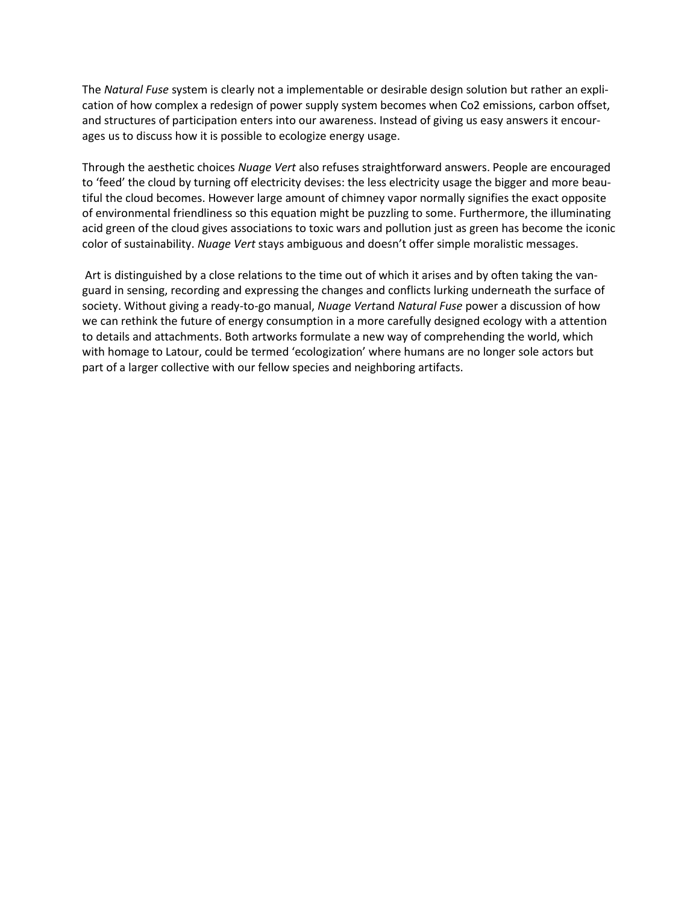The *Natural Fuse* system is clearly not a implementable or desirable design solution but rather an explication of how complex a redesign of power supply system becomes when Co2 emissions, carbon offset, and structures of participation enters into our awareness. Instead of giving us easy answers it encourages us to discuss how it is possible to ecologize energy usage.

Through the aesthetic choices *Nuage Vert* also refuses straightforward answers. People are encouraged to 'feed' the cloud by turning off electricity devises: the less electricity usage the bigger and more beautiful the cloud becomes. However large amount of chimney vapor normally signifies the exact opposite of environmental friendliness so this equation might be puzzling to some. Furthermore, the illuminating acid green of the cloud gives associations to toxic wars and pollution just as green has become the iconic color of sustainability. *Nuage Vert* stays ambiguous and doesn't offer simple moralistic messages.

Art is distinguished by a close relations to the time out of which it arises and by often taking the vanguard in sensing, recording and expressing the changes and conflicts lurking underneath the surface of society. Without giving a ready-to-go manual, *Nuage Vert*and *Natural Fuse* power a discussion of how we can rethink the future of energy consumption in a more carefully designed ecology with a attention to details and attachments. Both artworks formulate a new way of comprehending the world, which with homage to Latour, could be termed 'ecologization' where humans are no longer sole actors but part of a larger collective with our fellow species and neighboring artifacts.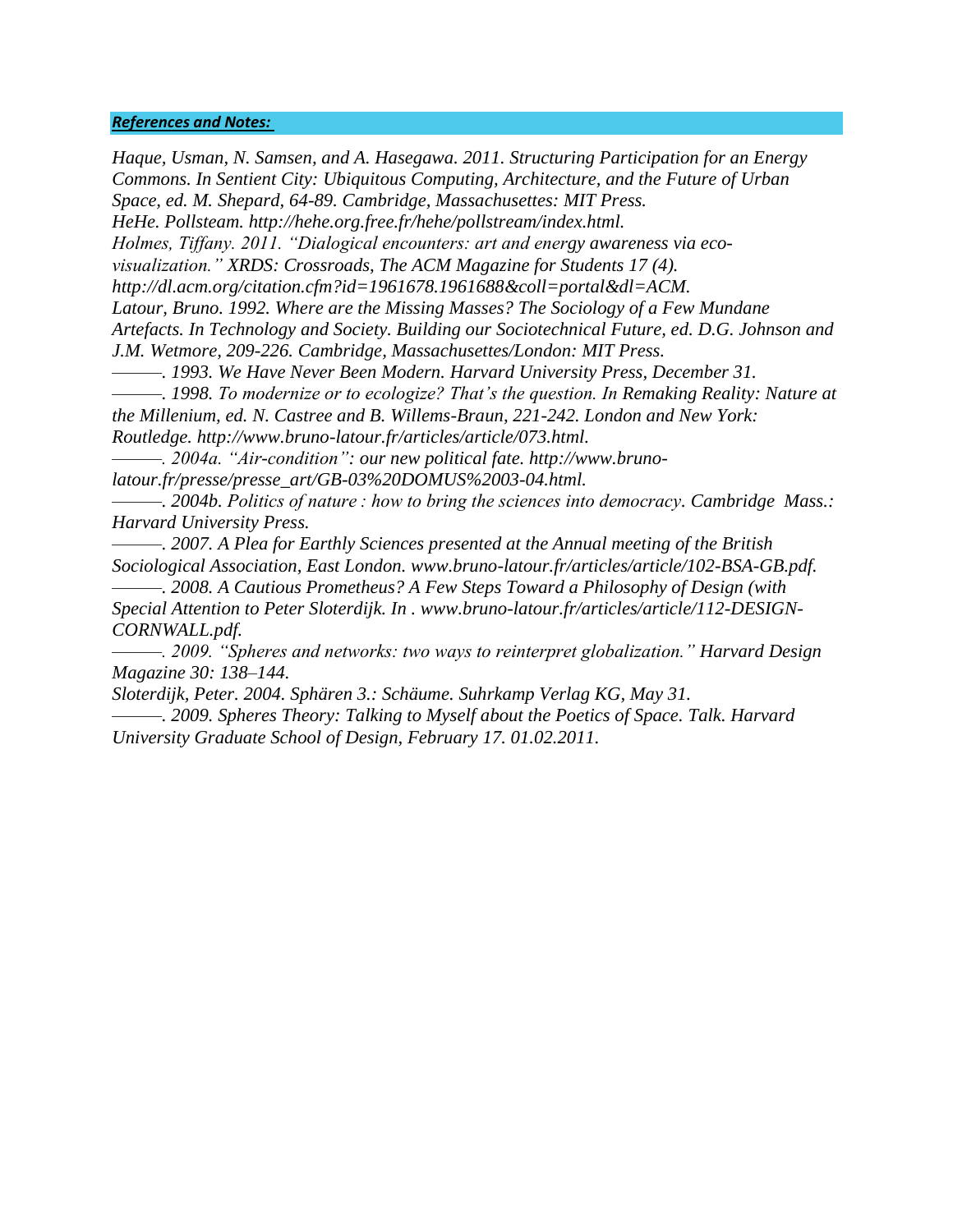***References and Notes:***

*Haque, Usman, N. Samsen, and A. Hasegawa. 2011. Structuring Participation for an Energy Commons. In Sentient City: Ubiquitous Computing, Architecture, and the Future of Urban Space, ed. M. Shepard, 64-89. Cambridge, Massachusettes: MIT Press.*

*HeHe. Pollsteam. http://hehe.org.free.fr/hehe/pollstream/index.html.*

*Holmes, Tiffany. 2011. "Dialogical encounters: art and energy awareness via eco-visualization." XRDS: Crossroads, The ACM Magazine for Students 17 (4). http://dl.acm.org/citation.cfm?id=1961678.1961688&coll=portal&dl=ACM.*

*Latour, Bruno. 1992. Where are the Missing Masses? The Sociology of a Few Mundane Artefacts. In Technology and Society. Building our Sociotechnical Future, ed. D.G. Johnson and J.M. Wetmore, 209-226. Cambridge, Massachusettes/London: MIT Press.*

*———. 1993. We Have Never Been Modern. Harvard University Press, December 31.*

*———. 1998. To modernize or to ecologize? That's the question. In Remaking Reality: Nature at the Millenium, ed. N. Castree and B. Willems-Braun, 221-242. London and New York: Routledge. http://www.bruno-latour.fr/articles/article/073.html.*

*———. 2004a. "Air-condition": our new political fate. http://www.bruno-latour.fr/presse/presse_art/GB-03%20DOMUS%2003-04.html.*

*———. 2004b. Politics of nature : how to bring the sciences into democracy. Cambridge Mass.: Harvard University Press.*

*———. 2007. A Plea for Earthly Sciences presented at the Annual meeting of the British Sociological Association, East London. www.bruno-latour.fr/articles/article/102-BSA-GB.pdf.*

*———. 2008. A Cautious Prometheus? A Few Steps Toward a Philosophy of Design (with Special Attention to Peter Sloterdijk. In . www.bruno-latour.fr/articles/article/112-DESIGN-CORNWALL.pdf.*

*———. 2009. "Spheres and networks: two ways to reinterpret globalization." Harvard Design Magazine 30: 138–144.*

*Sloterdijk, Peter. 2004. Sphären 3.: Schäume. Suhrkamp Verlag KG, May 31.*

*———. 2009. Spheres Theory: Talking to Myself about the Poetics of Space. Talk. Harvard University Graduate School of Design, February 17. 01.02.2011.*